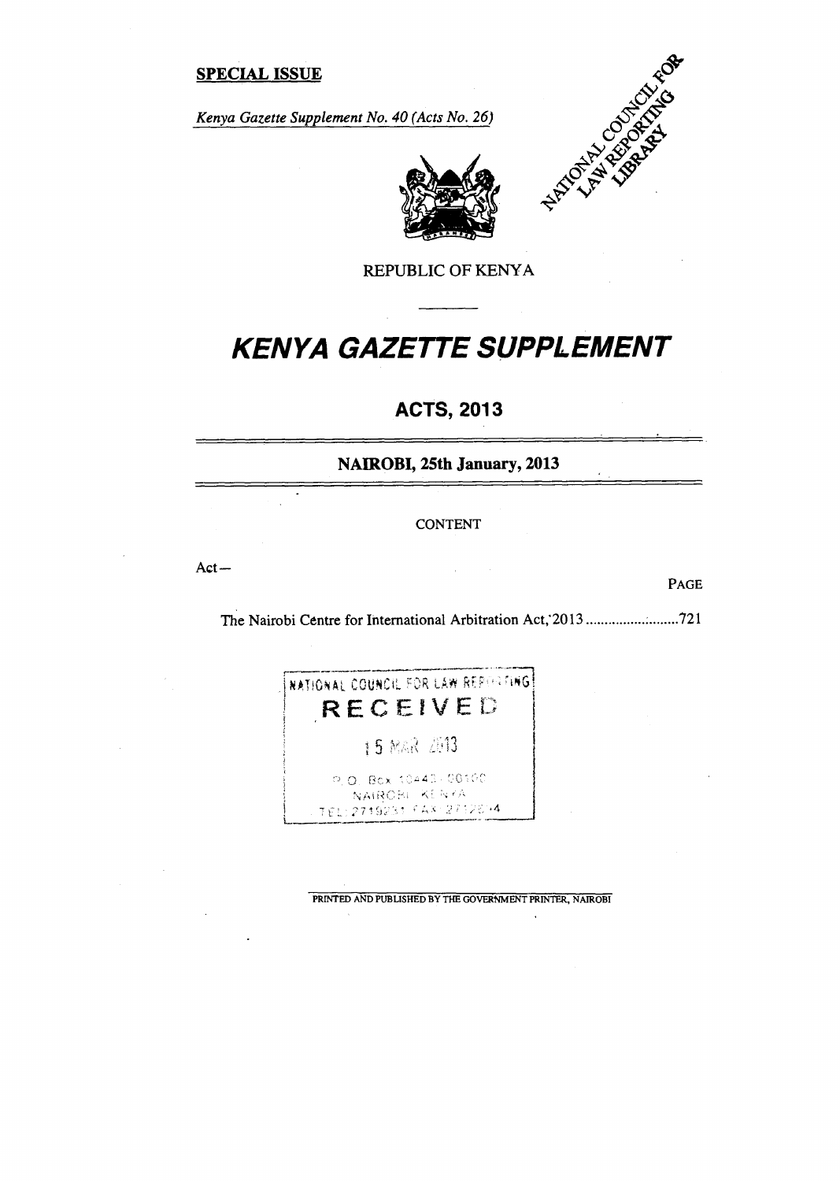**SPECIAL ISSUE**

*Kenya Gazette Supplement No. 40 (Acts No. 26)*

NATIONAL COUNCIL FOR LAW REPORTING LIBRARY

REPUBLIC OF KENYA

# KENYA GAZETTE SUPPLEMENT

## ACTS, 2013

**NAIROBI, 25th January, 2013**

CONTENT

Act—

PAGE

The Nairobi Centre for International Arbitration Act, 2013 .......................... 721

NATIONAL COUNCIL FOR LAW REPORTING
RECEIVED
15 MAR 2013
P.O. Box 10443 - 00100
NAIROBI KENYA
TEL: 2719231 FAX: 2712694

PRINTED AND PUBLISHED BY THE GOVERNMENT PRINTER, NAIROBI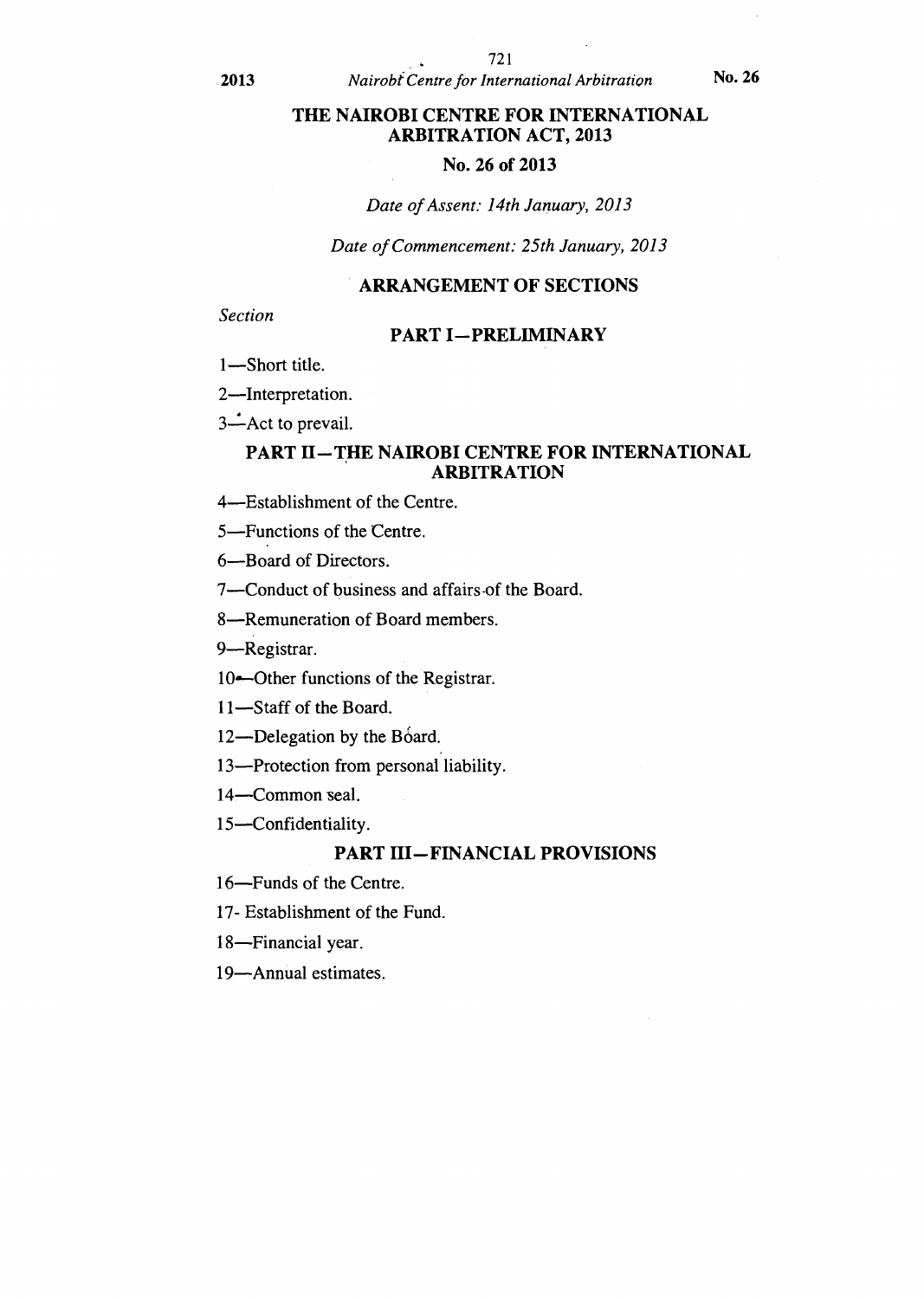# THE NAIROBI CENTRE FOR INTERNATIONAL ARBITRATION ACT, 2013

## No. 26 of 2013

*Date of Assent: 14th January, 2013*

*Date of Commencement: 25th January, 2013*

## ARRANGEMENT OF SECTIONS

*Section*

### PART I—PRELIMINARY

1—Short title.

2—Interpretation.

3—Act to prevail.

### PART II—THE NAIROBI CENTRE FOR INTERNATIONAL ARBITRATION

4—Establishment of the Centre.

5—Functions of the Centre.

6—Board of Directors.

7—Conduct of business and affairs of the Board.

8—Remuneration of Board members.

9—Registrar.

10—Other functions of the Registrar.

11—Staff of the Board.

12—Delegation by the Board.

13—Protection from personal liability.

14—Common seal.

15—Confidentiality.

### PART III—FINANCIAL PROVISIONS

16—Funds of the Centre.

17- Establishment of the Fund.

18—Financial year.

19—Annual estimates.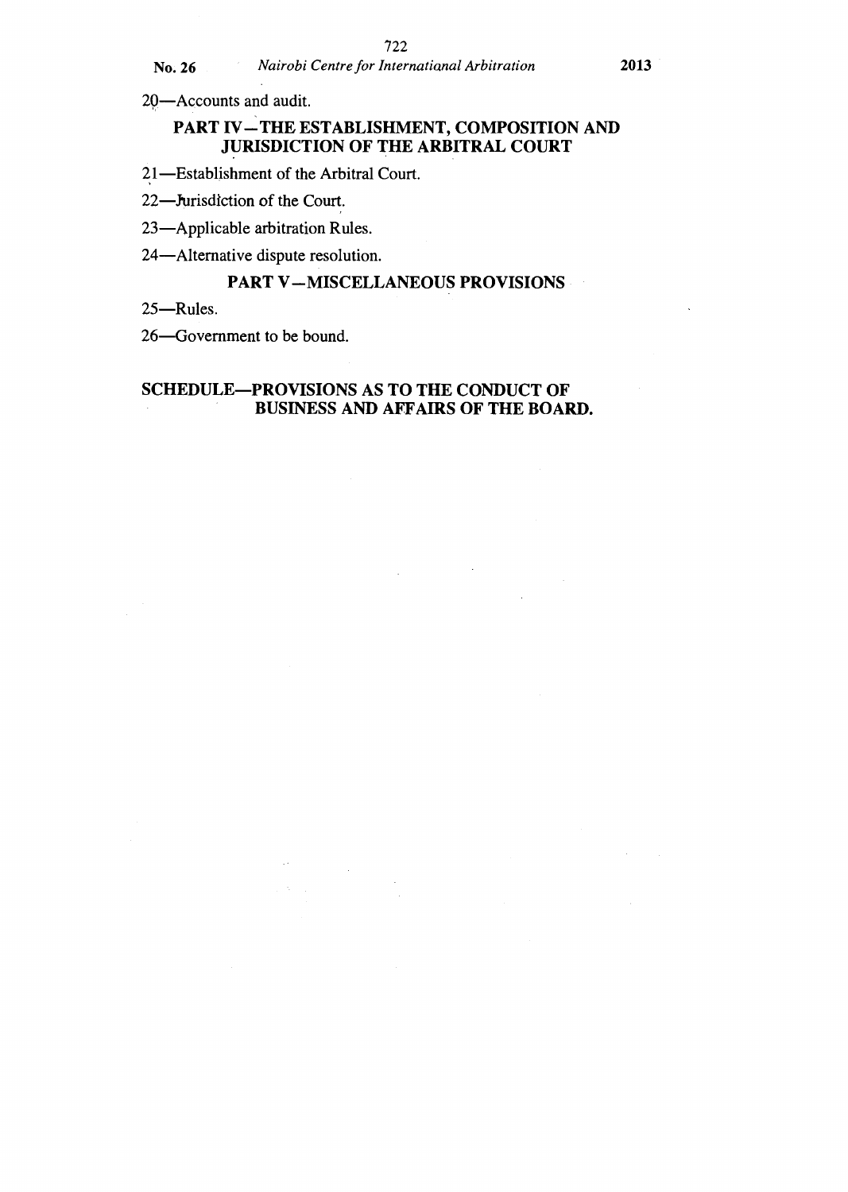20—Accounts and audit.

## PART IV—THE ESTABLISHMENT, COMPOSITION AND JURISDICTION OF THE ARBITRAL COURT

21—Establishment of the Arbitral Court.

22—Jurisdiction of the Court.

23—Applicable arbitration Rules.

24—Alternative dispute resolution.

## PART V—MISCELLANEOUS PROVISIONS

25—Rules.

26—Government to be bound.

## SCHEDULE—PROVISIONS AS TO THE CONDUCT OF BUSINESS AND AFFAIRS OF THE BOARD.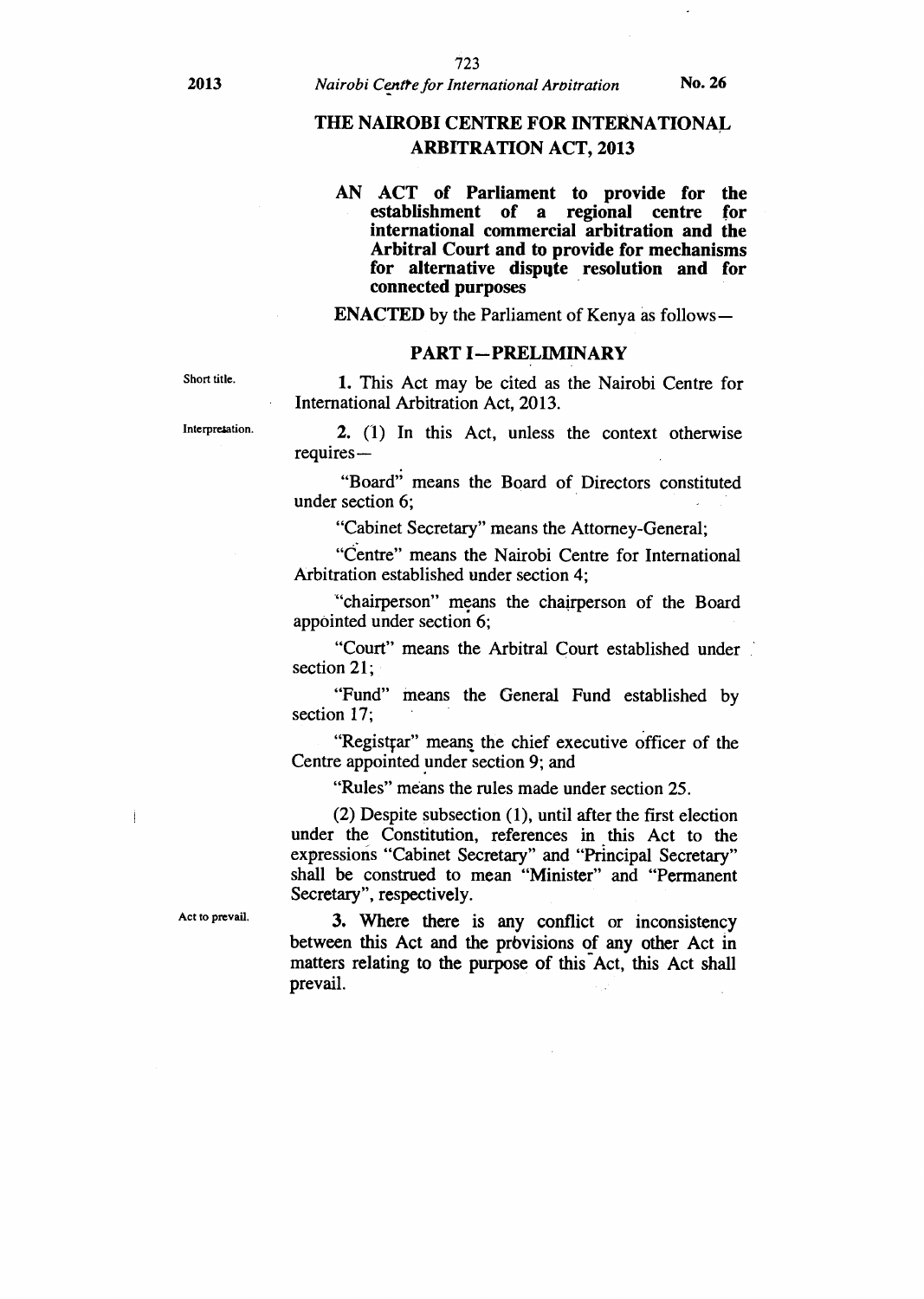# THE NAIROBI CENTRE FOR INTERNATIONAL ARBITRATION ACT, 2013

**AN ACT of Parliament to provide for the establishment of a regional centre for international commercial arbitration and the Arbitral Court and to provide for mechanisms for alternative dispute resolution and for connected purposes**

**ENACTED** by the Parliament of Kenya as follows—

## PART I—PRELIMINARY

Short title.

**1.** This Act may be cited as the Nairobi Centre for International Arbitration Act, 2013.

Interpretation.

**2.** (1) In this Act, unless the context otherwise requires—

"Board" means the Board of Directors constituted under section 6;

"Cabinet Secretary" means the Attorney-General;

"Centre" means the Nairobi Centre for International Arbitration established under section 4;

"chairperson" means the chairperson of the Board appointed under section 6;

"Court" means the Arbitral Court established under section 21;

"Fund" means the General Fund established by section 17;

"Registrar" means the chief executive officer of the Centre appointed under section 9; and

"Rules" means the rules made under section 25.

(2) Despite subsection (1), until after the first election under the Constitution, references in this Act to the expressions "Cabinet Secretary" and "Principal Secretary" shall be construed to mean "Minister" and "Permanent Secretary", respectively.

Act to prevail.

**3.** Where there is any conflict or inconsistency between this Act and the provisions of any other Act in matters relating to the purpose of this Act, this Act shall prevail.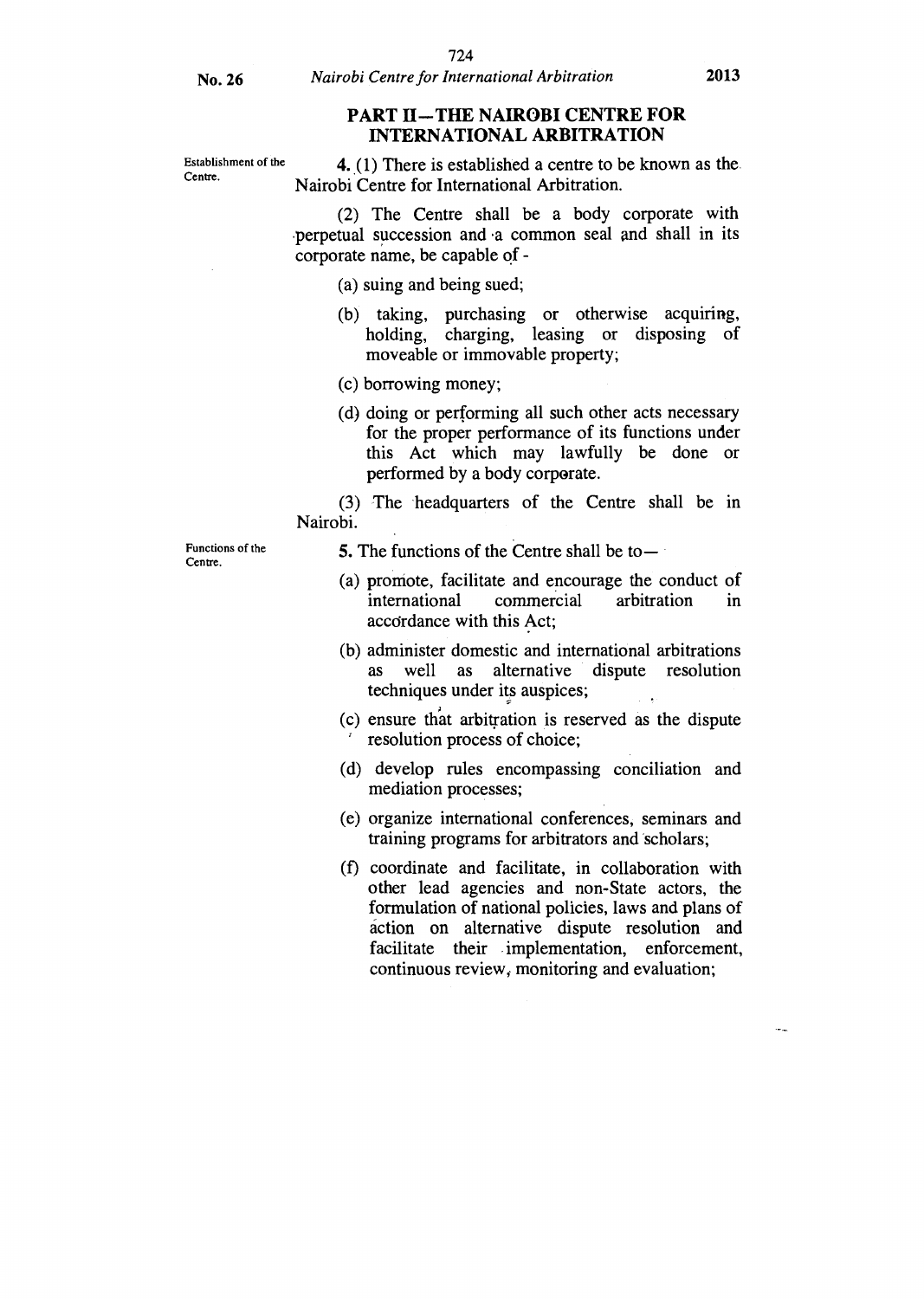## PART II—THE NAIROBI CENTRE FOR INTERNATIONAL ARBITRATION

Establishment of the Centre.

**4.** (1) There is established a centre to be known as the Nairobi Centre for International Arbitration.

(2) The Centre shall be a body corporate with perpetual succession and a common seal and shall in its corporate name, be capable of -

(a) suing and being sued;

(b) taking, purchasing or otherwise acquiring, holding, charging, leasing or disposing of moveable or immovable property;

(c) borrowing money;

(d) doing or performing all such other acts necessary for the proper performance of its functions under this Act which may lawfully be done or performed by a body corporate.

(3) The headquarters of the Centre shall be in Nairobi.

Functions of the Centre.

**5.** The functions of the Centre shall be to—

(a) promote, facilitate and encourage the conduct of international commercial arbitration in accordance with this Act;

(b) administer domestic and international arbitrations as well as alternative dispute resolution techniques under its auspices;

(c) ensure that arbitration is reserved as the dispute resolution process of choice;

(d) develop rules encompassing conciliation and mediation processes;

(e) organize international conferences, seminars and training programs for arbitrators and scholars;

(f) coordinate and facilitate, in collaboration with other lead agencies and non-State actors, the formulation of national policies, laws and plans of action on alternative dispute resolution and facilitate their implementation, enforcement, continuous review, monitoring and evaluation;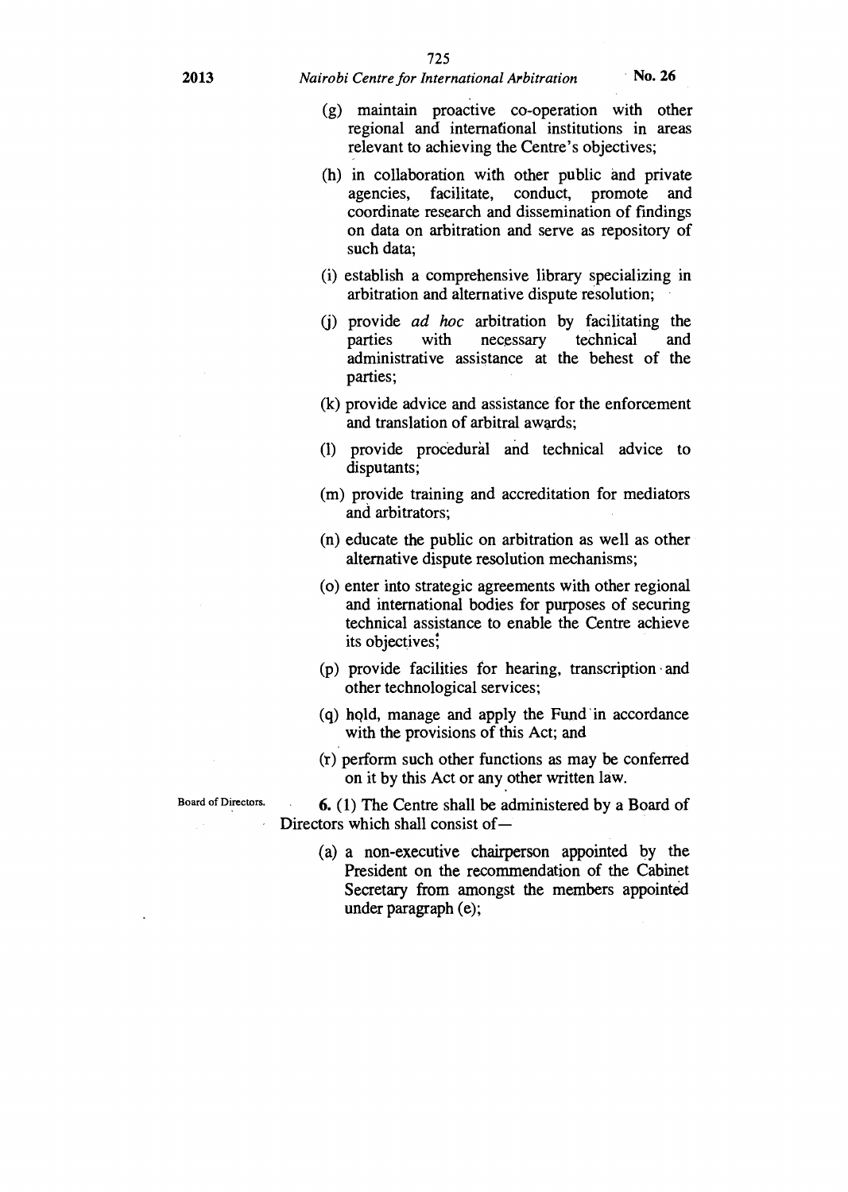(g) maintain proactive co-operation with other regional and international institutions in areas relevant to achieving the Centre's objectives;

(h) in collaboration with other public and private agencies, facilitate, conduct, promote and coordinate research and dissemination of findings on data on arbitration and serve as repository of such data;

(i) establish a comprehensive library specializing in arbitration and alternative dispute resolution;

(j) provide *ad hoc* arbitration by facilitating the parties with necessary technical and administrative assistance at the behest of the parties;

(k) provide advice and assistance for the enforcement and translation of arbitral awards;

(l) provide procedural and technical advice to disputants;

(m) provide training and accreditation for mediators and arbitrators;

(n) educate the public on arbitration as well as other alternative dispute resolution mechanisms;

(o) enter into strategic agreements with other regional and international bodies for purposes of securing technical assistance to enable the Centre achieve its objectives;

(p) provide facilities for hearing, transcription and other technological services;

(q) hold, manage and apply the Fund in accordance with the provisions of this Act; and

(r) perform such other functions as may be conferred on it by this Act or any other written law.

Board of Directors.

**6.** (1) The Centre shall be administered by a Board of Directors which shall consist of—

(a) a non-executive chairperson appointed by the President on the recommendation of the Cabinet Secretary from amongst the members appointed under paragraph (e);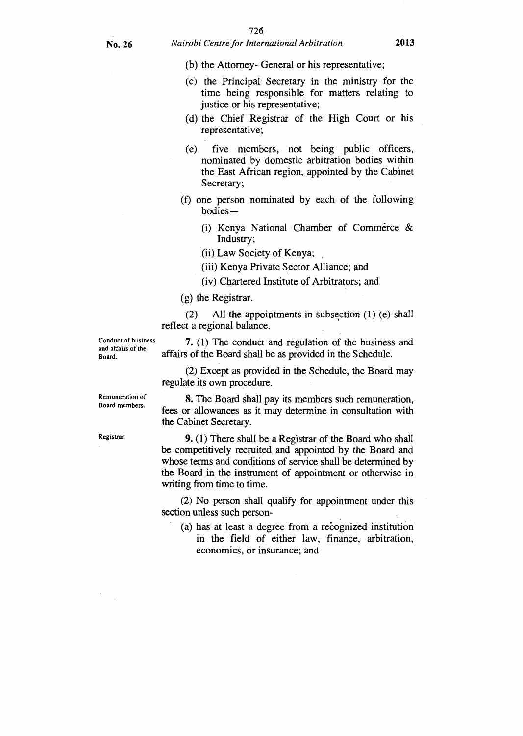(b) the Attorney- General or his representative;

(c) the Principal Secretary in the ministry for the time being responsible for matters relating to justice or his representative;

(d) the Chief Registrar of the High Court or his representative;

(e) five members, not being public officers, nominated by domestic arbitration bodies within the East African region, appointed by the Cabinet Secretary;

(f) one person nominated by each of the following bodies—

(i) Kenya National Chamber of Commerce & Industry;

(ii) Law Society of Kenya;

(iii) Kenya Private Sector Alliance; and

(iv) Chartered Institute of Arbitrators; and

(g) the Registrar.

(2) All the appointments in subsection (1) (e) shall reflect a regional balance.

Conduct of business and affairs of the Board.

**7.** (1) The conduct and regulation of the business and affairs of the Board shall be as provided in the Schedule.

(2) Except as provided in the Schedule, the Board may regulate its own procedure.

Remuneration of Board members.

**8.** The Board shall pay its members such remuneration, fees or allowances as it may determine in consultation with the Cabinet Secretary.

Registrar.

**9.** (1) There shall be a Registrar of the Board who shall be competitively recruited and appointed by the Board and whose terms and conditions of service shall be determined by the Board in the instrument of appointment or otherwise in writing from time to time.

(2) No person shall qualify for appointment under this section unless such person-

(a) has at least a degree from a recognized institution in the field of either law, finance, arbitration, economics, or insurance; and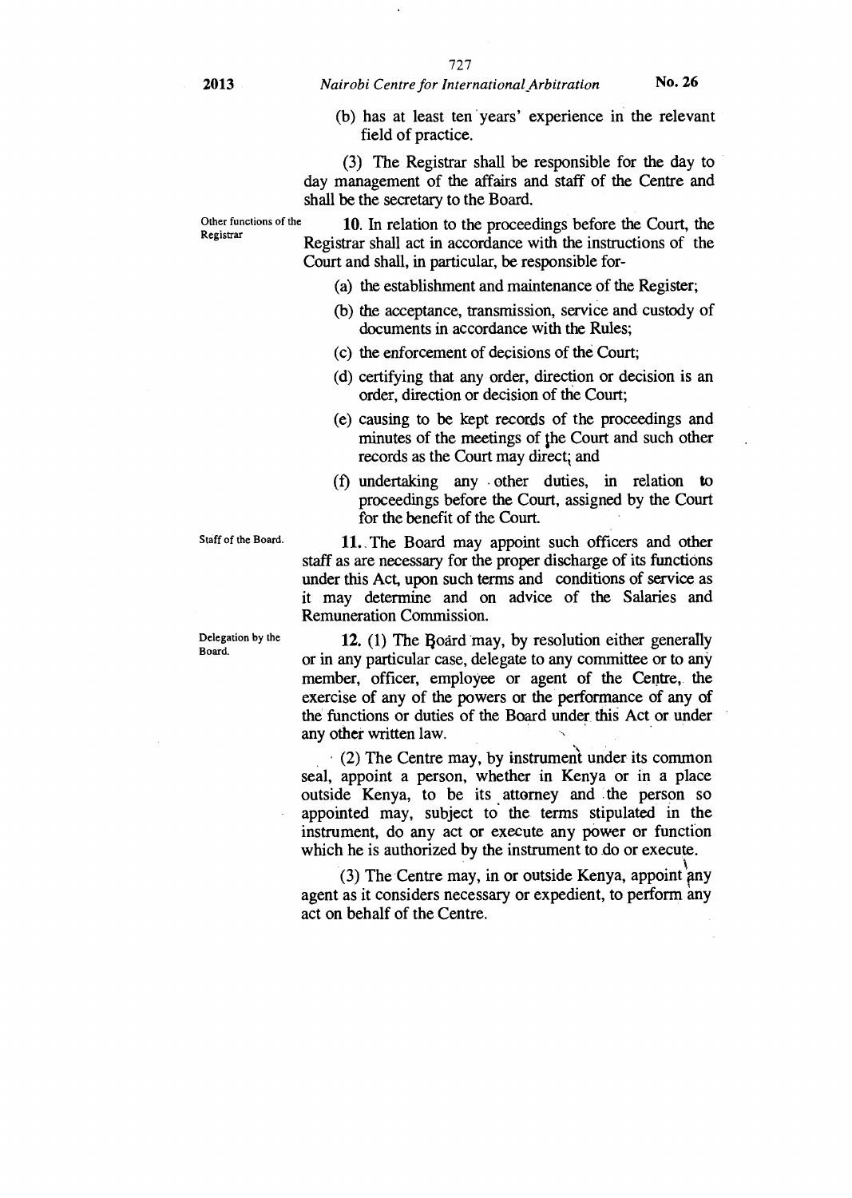(b) has at least ten years' experience in the relevant field of practice.

(3) The Registrar shall be responsible for the day to day management of the affairs and staff of the Centre and shall be the secretary to the Board.

Other functions of the Registrar

**10.** In relation to the proceedings before the Court, the Registrar shall act in accordance with the instructions of the Court and shall, in particular, be responsible for-

(a) the establishment and maintenance of the Register;

(b) the acceptance, transmission, service and custody of documents in accordance with the Rules;

(c) the enforcement of decisions of the Court;

(d) certifying that any order, direction or decision is an order, direction or decision of the Court;

(e) causing to be kept records of the proceedings and minutes of the meetings of the Court and such other records as the Court may direct; and

(f) undertaking any other duties, in relation to proceedings before the Court, assigned by the Court for the benefit of the Court.

Staff of the Board.

**11.** The Board may appoint such officers and other staff as are necessary for the proper discharge of its functions under this Act, upon such terms and conditions of service as it may determine and on advice of the Salaries and Remuneration Commission.

Delegation by the Board.

**12.** (1) The Board may, by resolution either generally or in any particular case, delegate to any committee or to any member, officer, employee or agent of the Centre, the exercise of any of the powers or the performance of any of the functions or duties of the Board under this Act or under any other written law.

(2) The Centre may, by instrument under its common seal, appoint a person, whether in Kenya or in a place outside Kenya, to be its attorney and the person so appointed may, subject to the terms stipulated in the instrument, do any act or execute any power or function which he is authorized by the instrument to do or execute.

(3) The Centre may, in or outside Kenya, appoint any agent as it considers necessary or expedient, to perform any act on behalf of the Centre.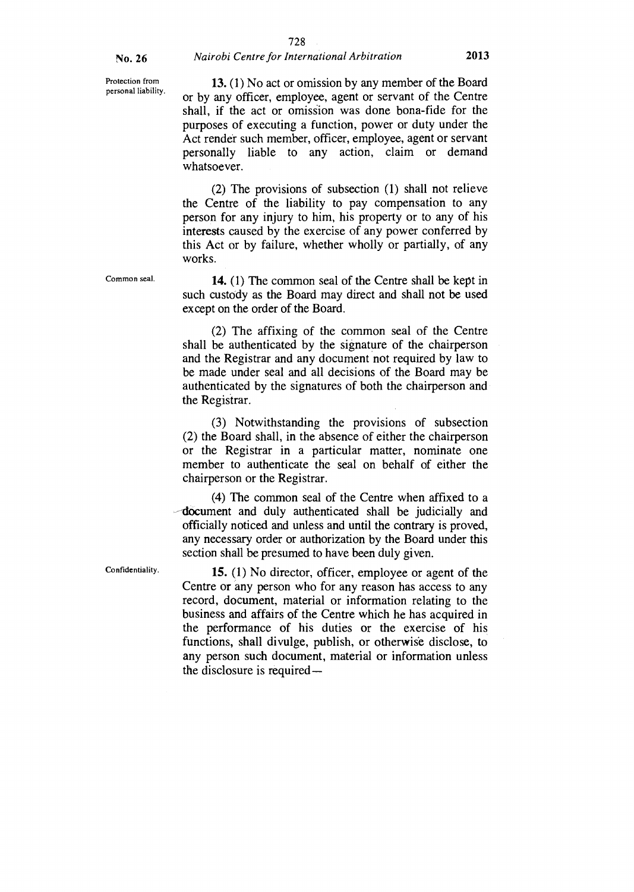**Protection from personal liability.**

**13.** (1) No act or omission by any member of the Board or by any officer, employee, agent or servant of the Centre shall, if the act or omission was done bona-fide for the purposes of executing a function, power or duty under the Act render such member, officer, employee, agent or servant personally liable to any action, claim or demand whatsoever.

(2) The provisions of subsection (1) shall not relieve the Centre of the liability to pay compensation to any person for any injury to him, his property or to any of his interests caused by the exercise of any power conferred by this Act or by failure, whether wholly or partially, of any works.

**Common seal.**

**14.** (1) The common seal of the Centre shall be kept in such custody as the Board may direct and shall not be used except on the order of the Board.

(2) The affixing of the common seal of the Centre shall be authenticated by the signature of the chairperson and the Registrar and any document not required by law to be made under seal and all decisions of the Board may be authenticated by the signatures of both the chairperson and the Registrar.

(3) Notwithstanding the provisions of subsection (2) the Board shall, in the absence of either the chairperson or the Registrar in a particular matter, nominate one member to authenticate the seal on behalf of either the chairperson or the Registrar.

(4) The common seal of the Centre when affixed to a document and duly authenticated shall be judicially and officially noticed and unless and until the contrary is proved, any necessary order or authorization by the Board under this section shall be presumed to have been duly given.

**Confidentiality.**

**15.** (1) No director, officer, employee or agent of the Centre or any person who for any reason has access to any record, document, material or information relating to the business and affairs of the Centre which he has acquired in the performance of his duties or the exercise of his functions, shall divulge, publish, or otherwise disclose, to any person such document, material or information unless the disclosure is required—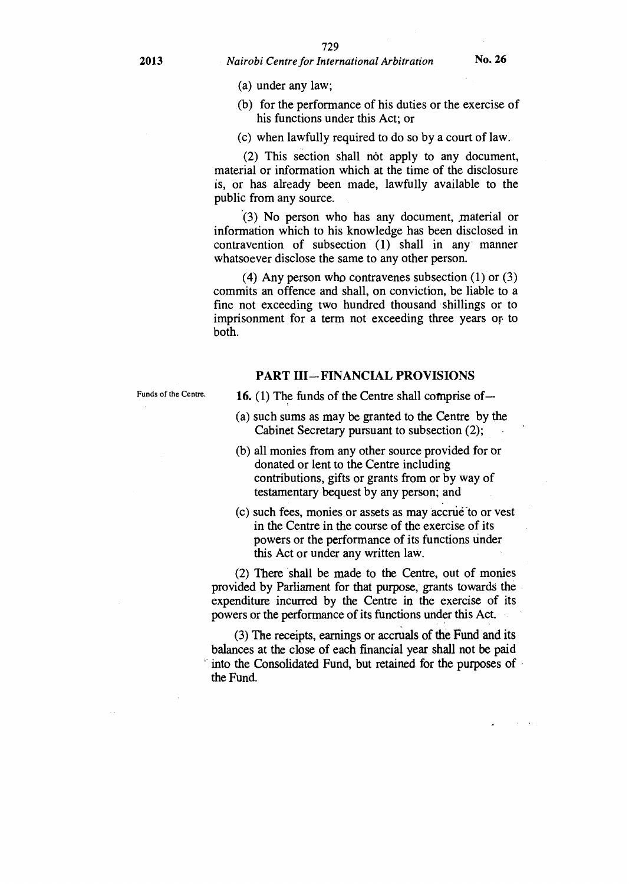(a) under any law;

(b) for the performance of his duties or the exercise of his functions under this Act; or

(c) when lawfully required to do so by a court of law.

(2) This section shall not apply to any document, material or information which at the time of the disclosure is, or has already been made, lawfully available to the public from any source.

(3) No person who has any document, material or information which to his knowledge has been disclosed in contravention of subsection (1) shall in any manner whatsoever disclose the same to any other person.

(4) Any person who contravenes subsection (1) or (3) commits an offence and shall, on conviction, be liable to a fine not exceeding two hundred thousand shillings or to imprisonment for a term not exceeding three years or to both.

## PART III—FINANCIAL PROVISIONS

Funds of the Centre.

**16.** (1) The funds of the Centre shall comprise of—

(a) such sums as may be granted to the Centre by the Cabinet Secretary pursuant to subsection (2);

(b) all monies from any other source provided for or donated or lent to the Centre including contributions, gifts or grants from or by way of testamentary bequest by any person; and

(c) such fees, monies or assets as may accrue to or vest in the Centre in the course of the exercise of its powers or the performance of its functions under this Act or under any written law.

(2) There shall be made to the Centre, out of monies provided by Parliament for that purpose, grants towards the expenditure incurred by the Centre in the exercise of its powers or the performance of its functions under this Act.

(3) The receipts, earnings or accruals of the Fund and its balances at the close of each financial year shall not be paid into the Consolidated Fund, but retained for the purposes of the Fund.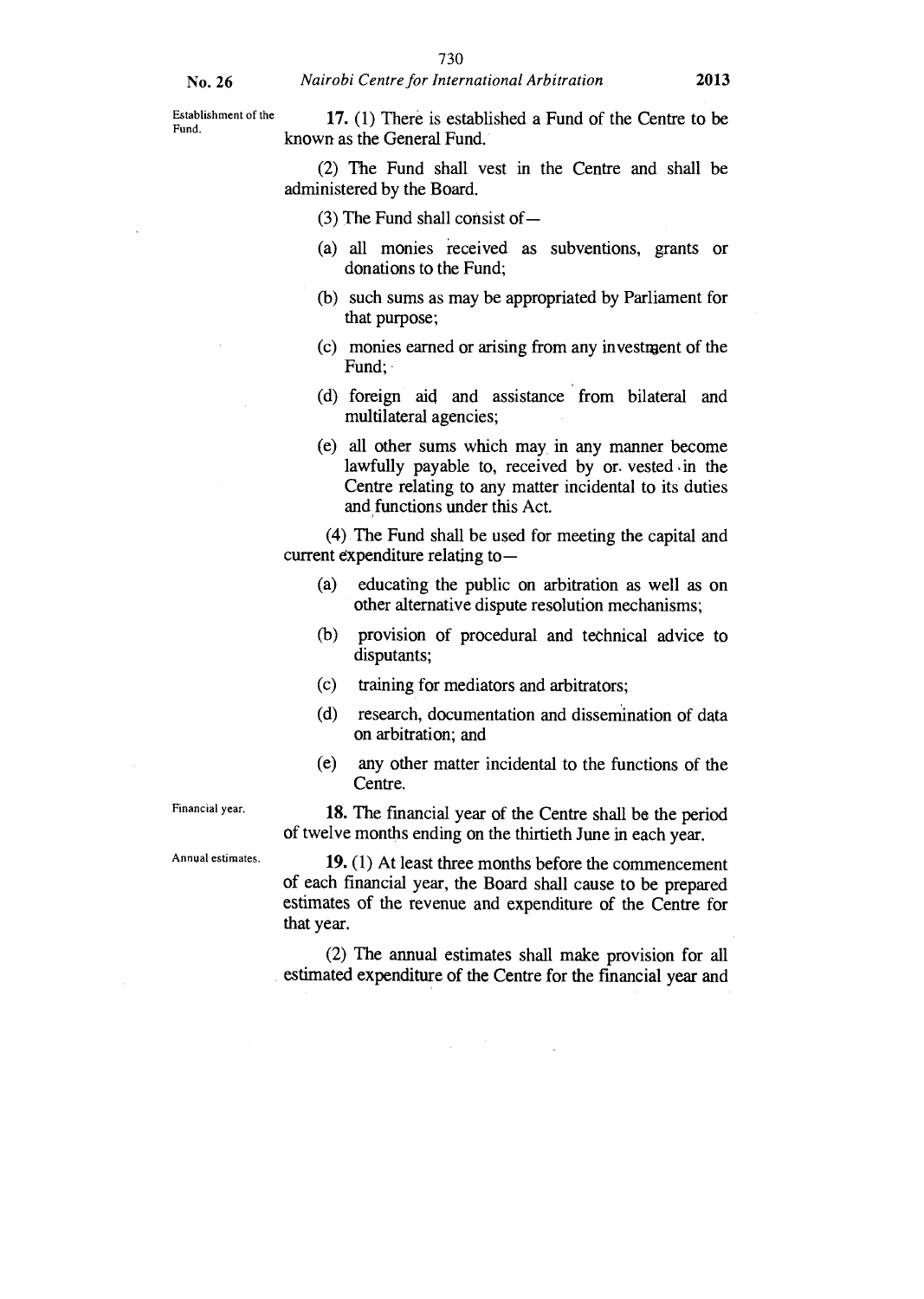Establishment of the Fund.

**17.** (1) There is established a Fund of the Centre to be known as the General Fund.

(2) The Fund shall vest in the Centre and shall be administered by the Board.

(3) The Fund shall consist of—

(a) all monies received as subventions, grants or donations to the Fund;

(b) such sums as may be appropriated by Parliament for that purpose;

(c) monies earned or arising from any investment of the Fund;

(d) foreign aid and assistance from bilateral and multilateral agencies;

(e) all other sums which may in any manner become lawfully payable to, received by or vested in the Centre relating to any matter incidental to its duties and functions under this Act.

(4) The Fund shall be used for meeting the capital and current expenditure relating to—

(a) educating the public on arbitration as well as on other alternative dispute resolution mechanisms;

(b) provision of procedural and technical advice to disputants;

(c) training for mediators and arbitrators;

(d) research, documentation and dissemination of data on arbitration; and

(e) any other matter incidental to the functions of the Centre.

Financial year.

**18.** The financial year of the Centre shall be the period of twelve months ending on the thirtieth June in each year.

Annual estimates.

**19.** (1) At least three months before the commencement of each financial year, the Board shall cause to be prepared estimates of the revenue and expenditure of the Centre for that year.

(2) The annual estimates shall make provision for all estimated expenditure of the Centre for the financial year and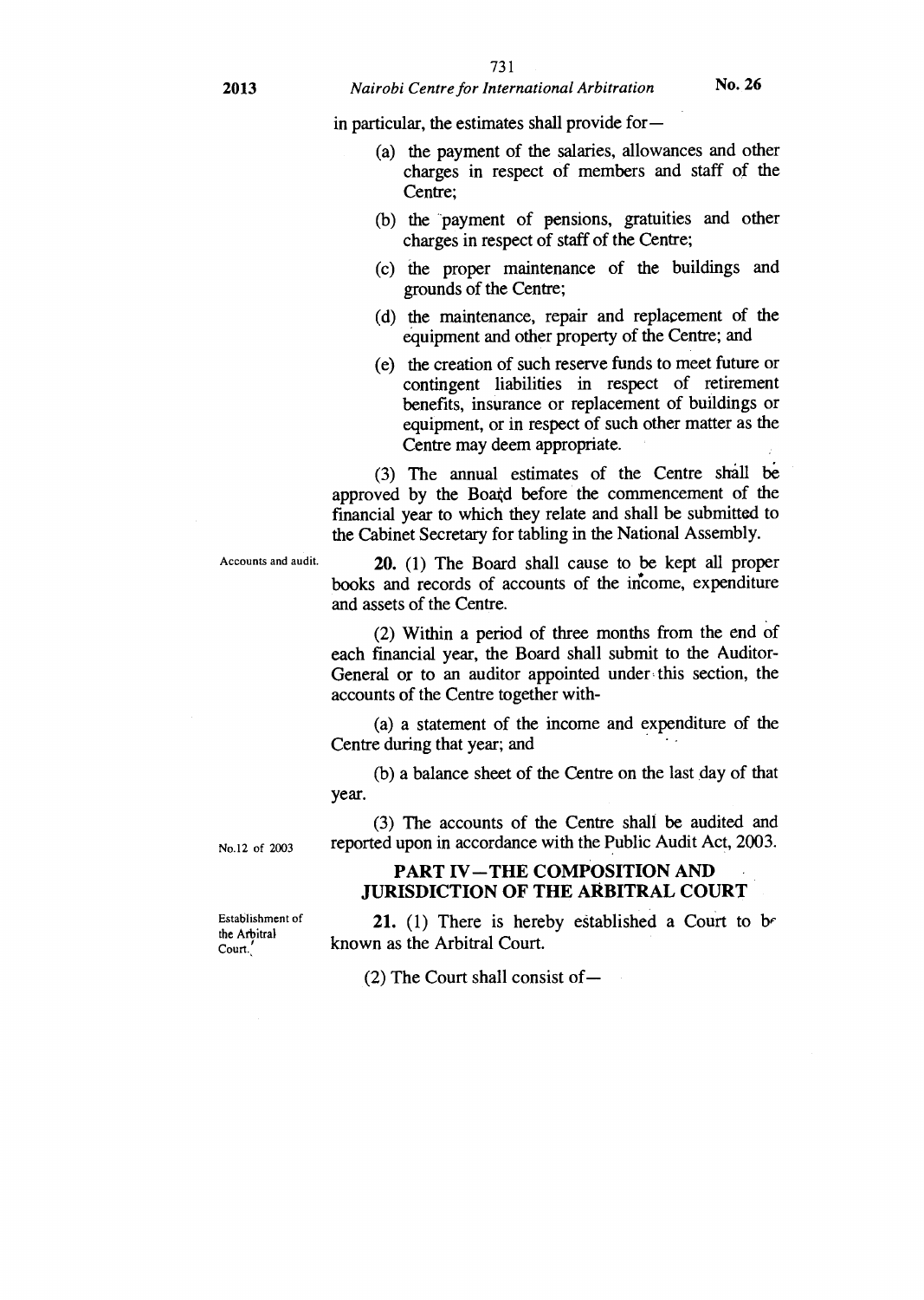in particular, the estimates shall provide for—

(a) the payment of the salaries, allowances and other charges in respect of members and staff of the Centre;

(b) the payment of pensions, gratuities and other charges in respect of staff of the Centre;

(c) the proper maintenance of the buildings and grounds of the Centre;

(d) the maintenance, repair and replacement of the equipment and other property of the Centre; and

(e) the creation of such reserve funds to meet future or contingent liabilities in respect of retirement benefits, insurance or replacement of buildings or equipment, or in respect of such other matter as the Centre may deem appropriate.

(3) The annual estimates of the Centre shall be approved by the Board before the commencement of the financial year to which they relate and shall be submitted to the Cabinet Secretary for tabling in the National Assembly.

Accounts and audit.

**20.** (1) The Board shall cause to be kept all proper books and records of accounts of the income, expenditure and assets of the Centre.

(2) Within a period of three months from the end of each financial year, the Board shall submit to the Auditor-General or to an auditor appointed under this section, the accounts of the Centre together with-

(a) a statement of the income and expenditure of the Centre during that year; and

(b) a balance sheet of the Centre on the last day of that year.

No.12 of 2003

(3) The accounts of the Centre shall be audited and reported upon in accordance with the Public Audit Act, 2003.

## PART IV—THE COMPOSITION AND JURISDICTION OF THE ARBITRAL COURT

Establishment of the Arbitral Court.

**21.** (1) There is hereby established a Court to be known as the Arbitral Court.

(2) The Court shall consist of—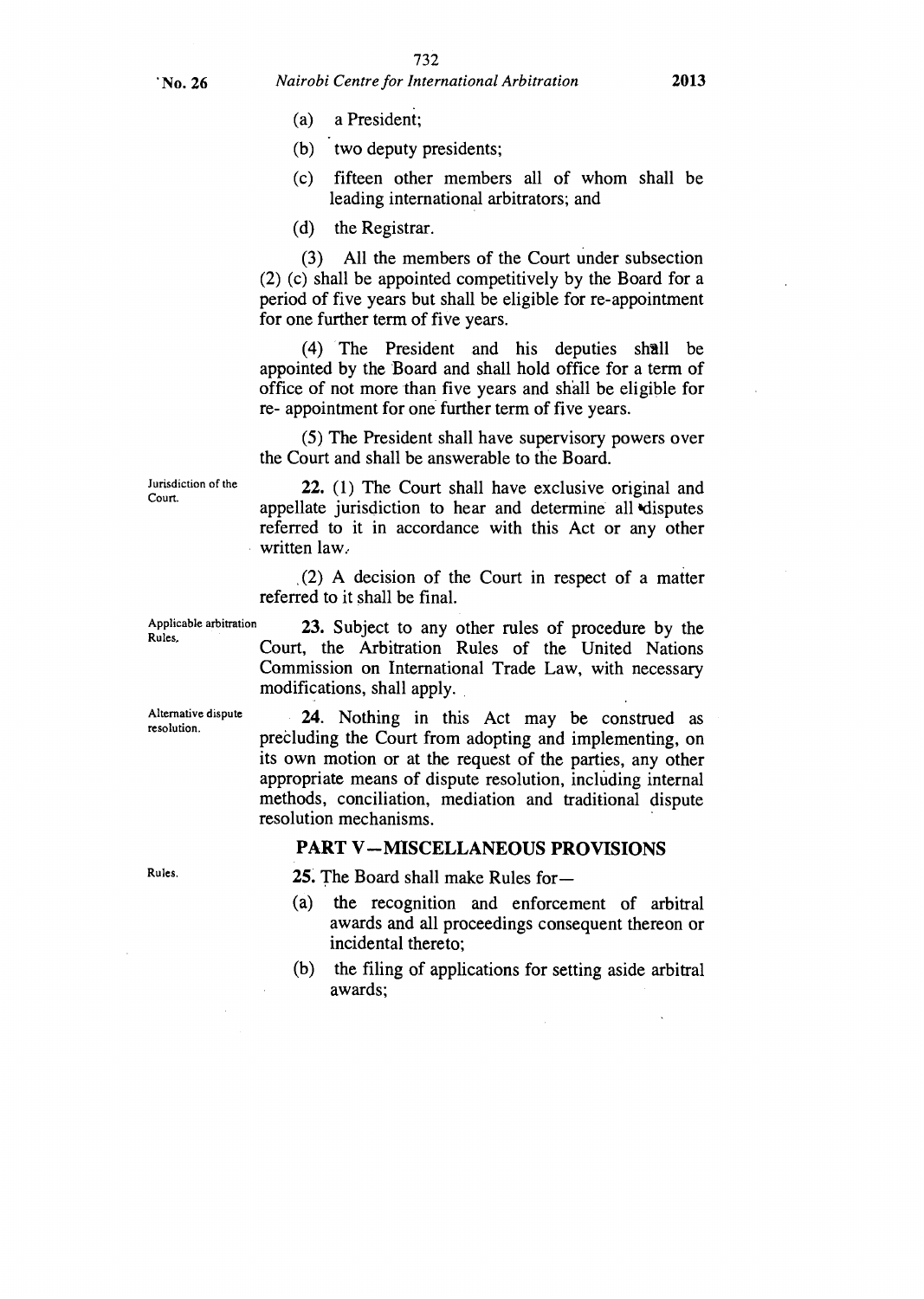(a) a President;

(b) two deputy presidents;

(c) fifteen other members all of whom shall be leading international arbitrators; and

(d) the Registrar.

(3) All the members of the Court under subsection (2) (c) shall be appointed competitively by the Board for a period of five years but shall be eligible for re-appointment for one further term of five years.

(4) The President and his deputies shall be appointed by the Board and shall hold office for a term of office of not more than five years and shall be eligible for re- appointment for one further term of five years.

(5) The President shall have supervisory powers over the Court and shall be answerable to the Board.

Jurisdiction of the Court.

**22.** (1) The Court shall have exclusive original and appellate jurisdiction to hear and determine all disputes referred to it in accordance with this Act or any other written law.

(2) A decision of the Court in respect of a matter referred to it shall be final.

Applicable arbitration Rules.

**23.** Subject to any other rules of procedure by the Court, the Arbitration Rules of the United Nations Commission on International Trade Law, with necessary modifications, shall apply.

Alternative dispute resolution.

**24.** Nothing in this Act may be construed as precluding the Court from adopting and implementing, on its own motion or at the request of the parties, any other appropriate means of dispute resolution, including internal methods, conciliation, mediation and traditional dispute resolution mechanisms.

## PART V—MISCELLANEOUS PROVISIONS

Rules.

**25.** The Board shall make Rules for—

(a) the recognition and enforcement of arbitral awards and all proceedings consequent thereon or incidental thereto;

(b) the filing of applications for setting aside arbitral awards;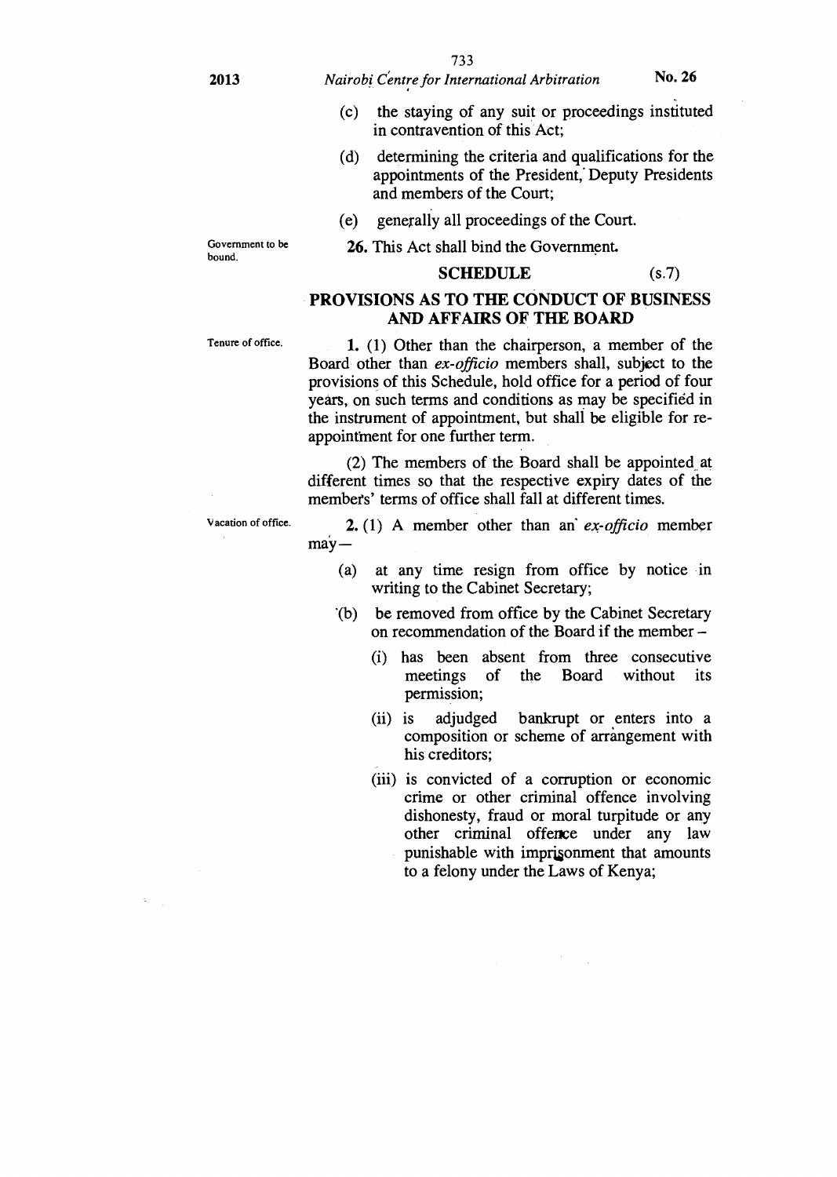(c) the staying of any suit or proceedings instituted in contravention of this Act;

(d) determining the criteria and qualifications for the appointments of the President, Deputy Presidents and members of the Court;

(e) generally all proceedings of the Court.

Government to be bound.

**26.** This Act shall bind the Government.

## SCHEDULE (s.7)

## PROVISIONS AS TO THE CONDUCT OF BUSINESS AND AFFAIRS OF THE BOARD

Tenure of office.

**1.** (1) Other than the chairperson, a member of the Board other than *ex-officio* members shall, subject to the provisions of this Schedule, hold office for a period of four years, on such terms and conditions as may be specified in the instrument of appointment, but shall be eligible for re-appointment for one further term.

(2) The members of the Board shall be appointed at different times so that the respective expiry dates of the members' terms of office shall fall at different times.

Vacation of office.

**2.** (1) A member other than an *ex-officio* member may—

(a) at any time resign from office by notice in writing to the Cabinet Secretary;

(b) be removed from office by the Cabinet Secretary on recommendation of the Board if the member –

(i) has been absent from three consecutive meetings of the Board without its permission;

(ii) is adjudged bankrupt or enters into a composition or scheme of arrangement with his creditors;

(iii) is convicted of a corruption or economic crime or other criminal offence involving dishonesty, fraud or moral turpitude or any other criminal offence under any law punishable with imprisonment that amounts to a felony under the Laws of Kenya;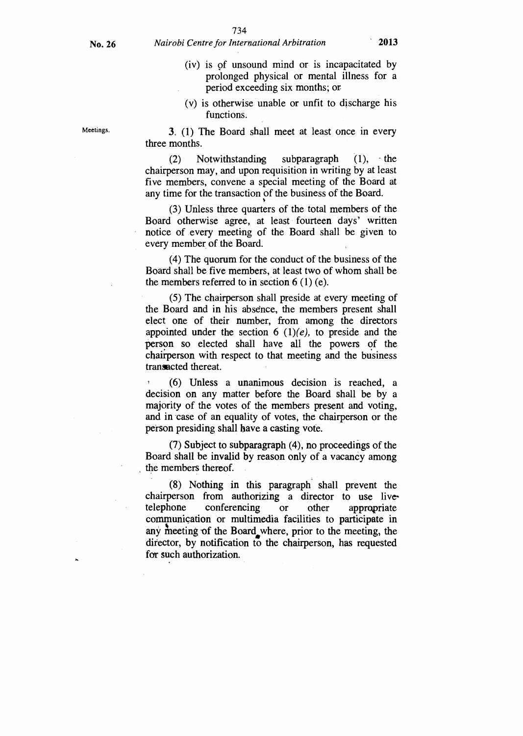(iv) is of unsound mind or is incapacitated by prolonged physical or mental illness for a period exceeding six months; or

(v) is otherwise unable or unfit to discharge his functions.

Meetings.

3. (1) The Board shall meet at least once in every three months.

(2) Notwithstanding subparagraph (1), the chairperson may, and upon requisition in writing by at least five members, convene a special meeting of the Board at any time for the transaction of the business of the Board.

(3) Unless three quarters of the total members of the Board otherwise agree, at least fourteen days' written notice of every meeting of the Board shall be given to every member of the Board.

(4) The quorum for the conduct of the business of the Board shall be five members, at least two of whom shall be the members referred to in section 6 (1) (e).

(5) The chairperson shall preside at every meeting of the Board and in his absence, the members present shall elect one of their number, from among the directors appointed under the section 6 (1)*(e)*, to preside and the person so elected shall have all the powers of the chairperson with respect to that meeting and the business transacted thereat.

(6) Unless a unanimous decision is reached, a decision on any matter before the Board shall be by a majority of the votes of the members present and voting, and in case of an equality of votes, the chairperson or the person presiding shall have a casting vote.

(7) Subject to subparagraph (4), no proceedings of the Board shall be invalid by reason only of a vacancy among the members thereof.

(8) Nothing in this paragraph shall prevent the chairperson from authorizing a director to use live-telephone conferencing or other appropriate communication or multimedia facilities to participate in any meeting of the Board where, prior to the meeting, the director, by notification to the chairperson, has requested for such authorization.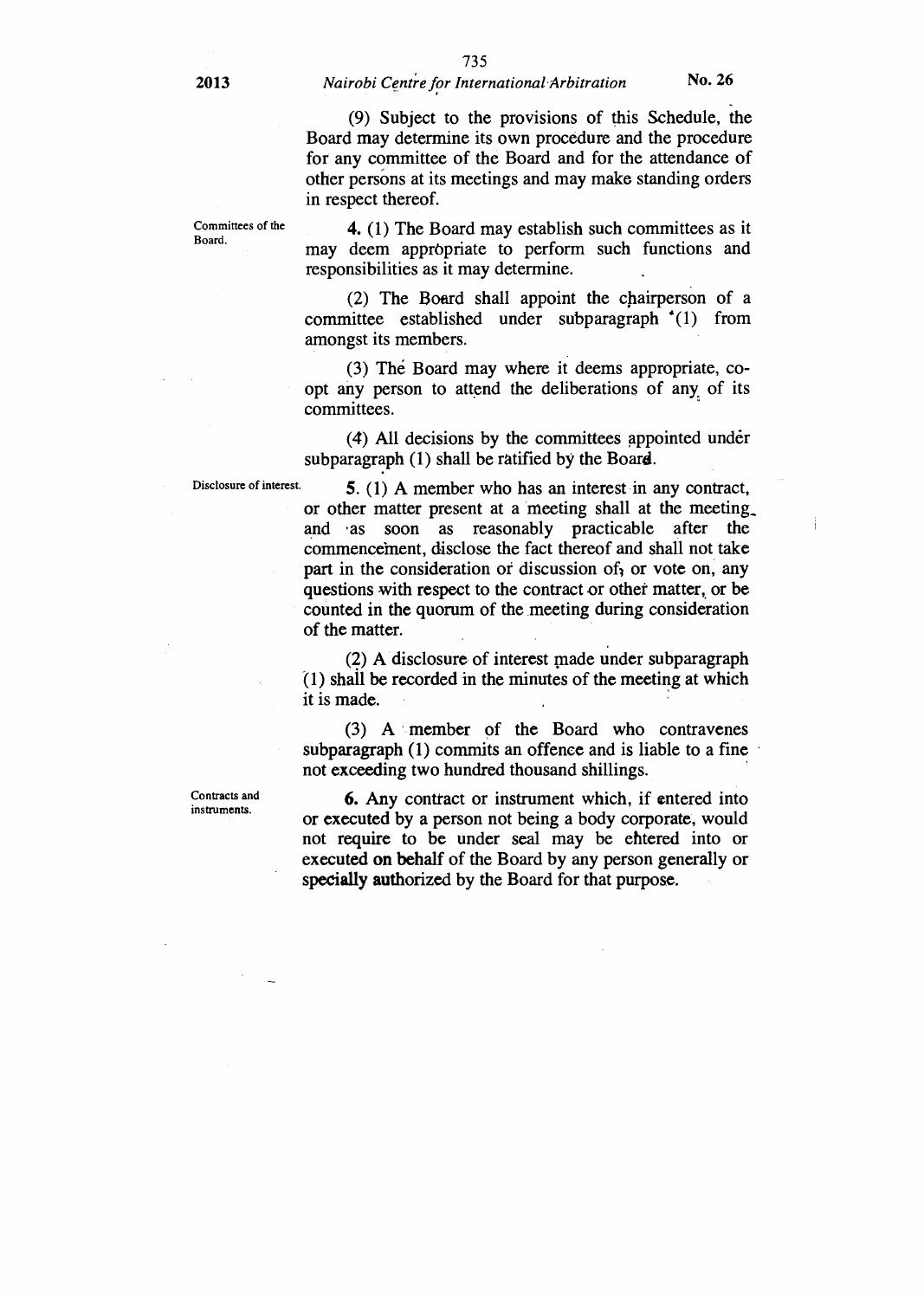(9) Subject to the provisions of this Schedule, the Board may determine its own procedure and the procedure for any committee of the Board and for the attendance of other persons at its meetings and may make standing orders in respect thereof.

Committees of the Board.

**4.** (1) The Board may establish such committees as it may deem appropriate to perform such functions and responsibilities as it may determine.

(2) The Board shall appoint the chairperson of a committee established under subparagraph (1) from amongst its members.

(3) The Board may where it deems appropriate, co-opt any person to attend the deliberations of any of its committees.

(4) All decisions by the committees appointed under subparagraph (1) shall be ratified by the Board.

Disclosure of interest.

**5.** (1) A member who has an interest in any contract, or other matter present at a meeting shall at the meeting and as soon as reasonably practicable after the commencement, disclose the fact thereof and shall not take part in the consideration or discussion of, or vote on, any questions with respect to the contract or other matter, or be counted in the quorum of the meeting during consideration of the matter.

(2) A disclosure of interest made under subparagraph (1) shall be recorded in the minutes of the meeting at which it is made.

(3) A member of the Board who contravenes subparagraph (1) commits an offence and is liable to a fine not exceeding two hundred thousand shillings.

Contracts and instruments.

**6.** Any contract or instrument which, if entered into or executed by a person not being a body corporate, would not require to be under seal may be entered into or executed on behalf of the Board by any person generally or specially authorized by the Board for that purpose.